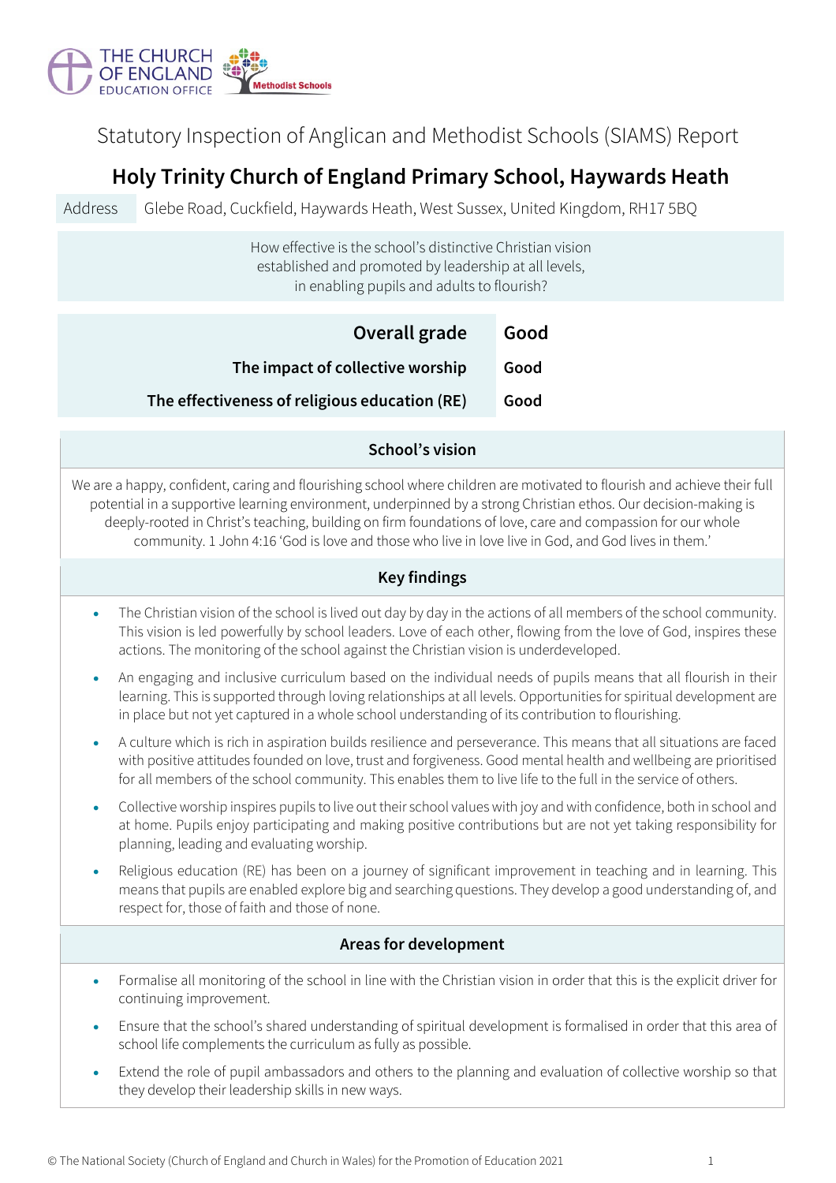THE CHURCH OF ENGLAND EDUCATION OFFICE

Methodist Schools

# Statutory Inspection of Anglican and Methodist Schools (SIAMS) Report

## Holy Trinity Church of England Primary School, Haywards Heath

| Address | Glebe Road, Cuckfield, Haywards Heath, West Sussex, United Kingdom, RH17 5BQ |
|---|---|

How effective is the school's distinctive Christian vision established and promoted by leadership at all levels, in enabling pupils and adults to flourish?

| | |
|---|---|
| **Overall grade** | **Good** |
| **The impact of collective worship** | **Good** |
| **The effectiveness of religious education (RE)** | **Good** |

### School's vision

We are a happy, confident, caring and flourishing school where children are motivated to flourish and achieve their full potential in a supportive learning environment, underpinned by a strong Christian ethos. Our decision-making is deeply-rooted in Christ's teaching, building on firm foundations of love, care and compassion for our whole community. 1 John 4:16 'God is love and those who live in love live in God, and God lives in them.'

### Key findings

- The Christian vision of the school is lived out day by day in the actions of all members of the school community. This vision is led powerfully by school leaders. Love of each other, flowing from the love of God, inspires these actions. The monitoring of the school against the Christian vision is underdeveloped.
- An engaging and inclusive curriculum based on the individual needs of pupils means that all flourish in their learning. This is supported through loving relationships at all levels. Opportunities for spiritual development are in place but not yet captured in a whole school understanding of its contribution to flourishing.
- A culture which is rich in aspiration builds resilience and perseverance. This means that all situations are faced with positive attitudes founded on love, trust and forgiveness. Good mental health and wellbeing are prioritised for all members of the school community. This enables them to live life to the full in the service of others.
- Collective worship inspires pupils to live out their school values with joy and with confidence, both in school and at home. Pupils enjoy participating and making positive contributions but are not yet taking responsibility for planning, leading and evaluating worship.
- Religious education (RE) has been on a journey of significant improvement in teaching and in learning. This means that pupils are enabled explore big and searching questions. They develop a good understanding of, and respect for, those of faith and those of none.

### Areas for development

- Formalise all monitoring of the school in line with the Christian vision in order that this is the explicit driver for continuing improvement.
- Ensure that the school's shared understanding of spiritual development is formalised in order that this area of school life complements the curriculum as fully as possible.
- Extend the role of pupil ambassadors and others to the planning and evaluation of collective worship so that they develop their leadership skills in new ways.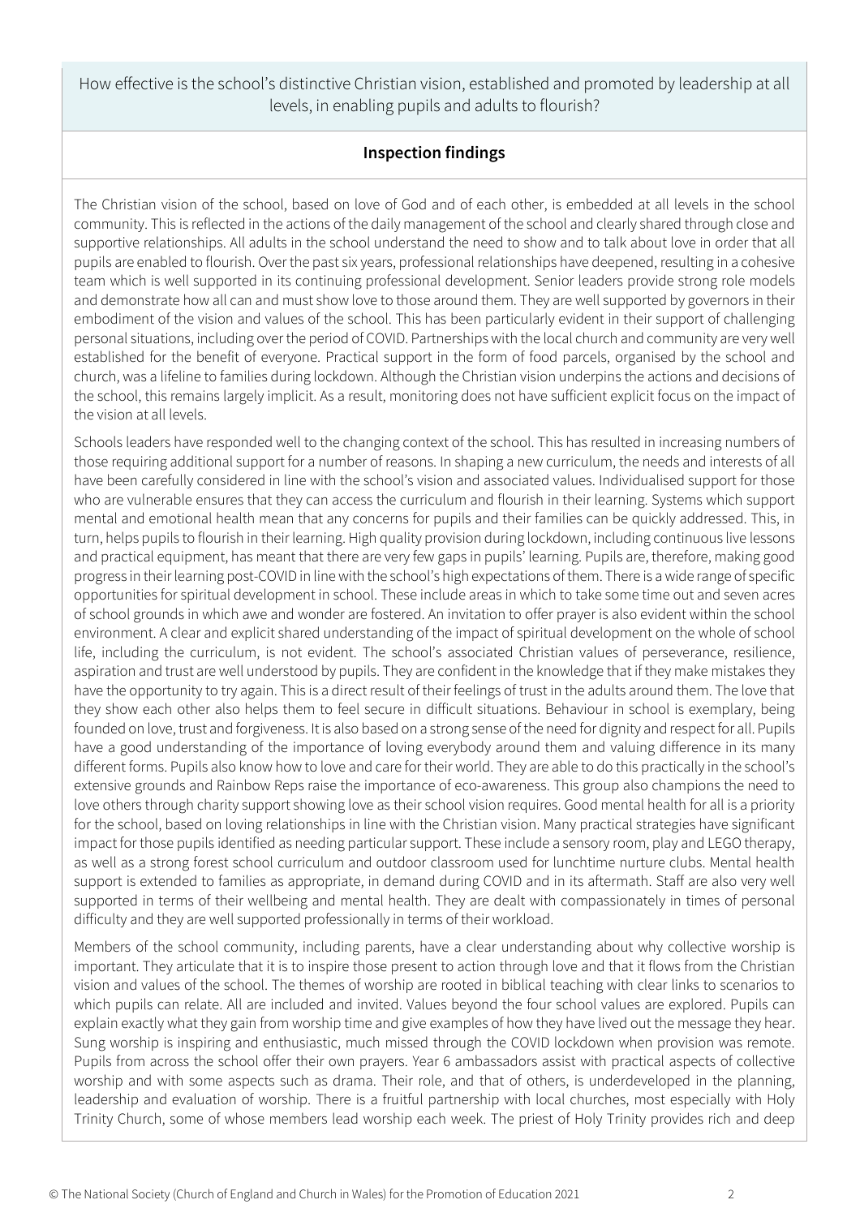How effective is the school's distinctive Christian vision, established and promoted by leadership at all levels, in enabling pupils and adults to flourish?

## Inspection findings

The Christian vision of the school, based on love of God and of each other, is embedded at all levels in the school community. This is reflected in the actions of the daily management of the school and clearly shared through close and supportive relationships. All adults in the school understand the need to show and to talk about love in order that all pupils are enabled to flourish. Over the past six years, professional relationships have deepened, resulting in a cohesive team which is well supported in its continuing professional development. Senior leaders provide strong role models and demonstrate how all can and must show love to those around them. They are well supported by governors in their embodiment of the vision and values of the school. This has been particularly evident in their support of challenging personal situations, including over the period of COVID. Partnerships with the local church and community are very well established for the benefit of everyone. Practical support in the form of food parcels, organised by the school and church, was a lifeline to families during lockdown. Although the Christian vision underpins the actions and decisions of the school, this remains largely implicit. As a result, monitoring does not have sufficient explicit focus on the impact of the vision at all levels.

Schools leaders have responded well to the changing context of the school. This has resulted in increasing numbers of those requiring additional support for a number of reasons. In shaping a new curriculum, the needs and interests of all have been carefully considered in line with the school's vision and associated values. Individualised support for those who are vulnerable ensures that they can access the curriculum and flourish in their learning. Systems which support mental and emotional health mean that any concerns for pupils and their families can be quickly addressed. This, in turn, helps pupils to flourish in their learning. High quality provision during lockdown, including continuous live lessons and practical equipment, has meant that there are very few gaps in pupils' learning. Pupils are, therefore, making good progress in their learning post-COVID in line with the school's high expectations of them. There is a wide range of specific opportunities for spiritual development in school. These include areas in which to take some time out and seven acres of school grounds in which awe and wonder are fostered. An invitation to offer prayer is also evident within the school environment. A clear and explicit shared understanding of the impact of spiritual development on the whole of school life, including the curriculum, is not evident. The school's associated Christian values of perseverance, resilience, aspiration and trust are well understood by pupils. They are confident in the knowledge that if they make mistakes they have the opportunity to try again. This is a direct result of their feelings of trust in the adults around them. The love that they show each other also helps them to feel secure in difficult situations. Behaviour in school is exemplary, being founded on love, trust and forgiveness. It is also based on a strong sense of the need for dignity and respect for all. Pupils have a good understanding of the importance of loving everybody around them and valuing difference in its many different forms. Pupils also know how to love and care for their world. They are able to do this practically in the school's extensive grounds and Rainbow Reps raise the importance of eco-awareness. This group also champions the need to love others through charity support showing love as their school vision requires. Good mental health for all is a priority for the school, based on loving relationships in line with the Christian vision. Many practical strategies have significant impact for those pupils identified as needing particular support. These include a sensory room, play and LEGO therapy, as well as a strong forest school curriculum and outdoor classroom used for lunchtime nurture clubs. Mental health support is extended to families as appropriate, in demand during COVID and in its aftermath. Staff are also very well supported in terms of their wellbeing and mental health. They are dealt with compassionately in times of personal difficulty and they are well supported professionally in terms of their workload.

Members of the school community, including parents, have a clear understanding about why collective worship is important. They articulate that it is to inspire those present to action through love and that it flows from the Christian vision and values of the school. The themes of worship are rooted in biblical teaching with clear links to scenarios to which pupils can relate. All are included and invited. Values beyond the four school values are explored. Pupils can explain exactly what they gain from worship time and give examples of how they have lived out the message they hear. Sung worship is inspiring and enthusiastic, much missed through the COVID lockdown when provision was remote. Pupils from across the school offer their own prayers. Year 6 ambassadors assist with practical aspects of collective worship and with some aspects such as drama. Their role, and that of others, is underdeveloped in the planning, leadership and evaluation of worship. There is a fruitful partnership with local churches, most especially with Holy Trinity Church, some of whose members lead worship each week. The priest of Holy Trinity provides rich and deep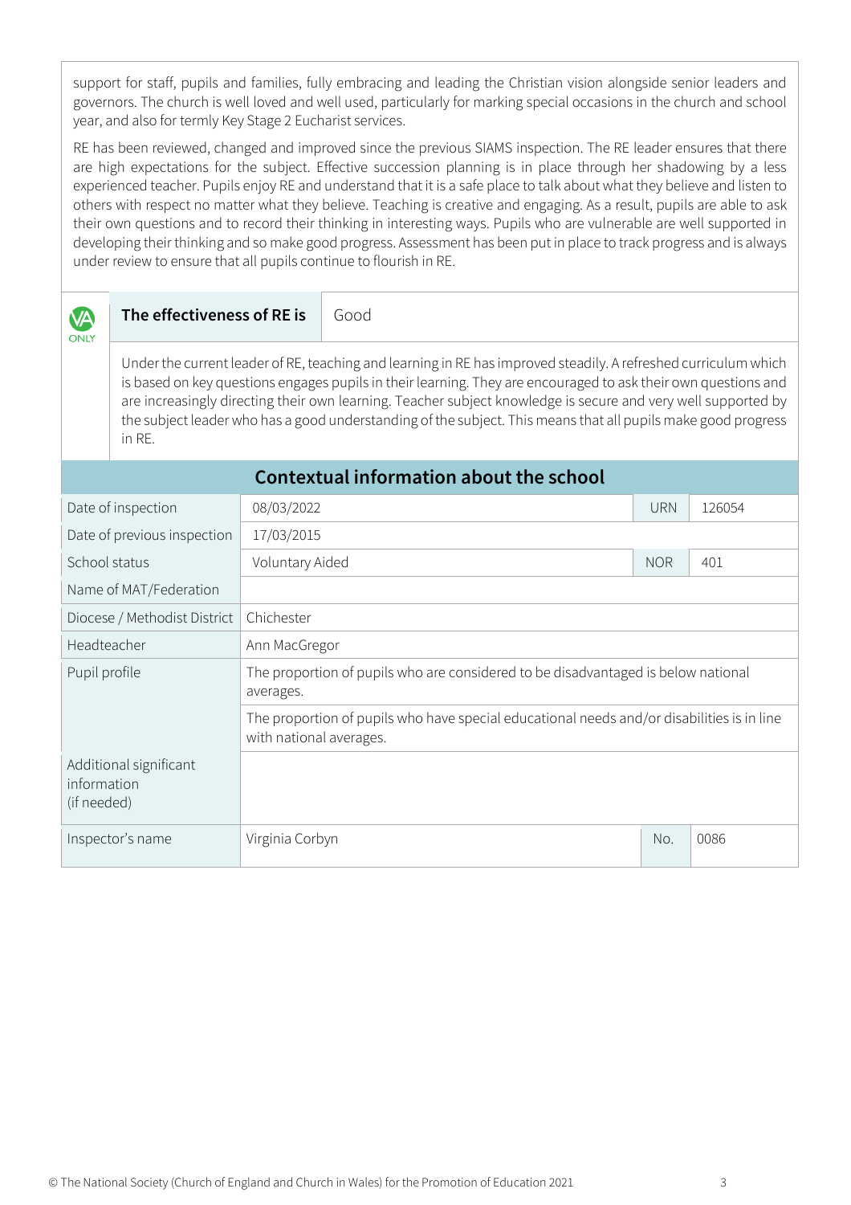support for staff, pupils and families, fully embracing and leading the Christian vision alongside senior leaders and governors. The church is well loved and well used, particularly for marking special occasions in the church and school year, and also for termly Key Stage 2 Eucharist services.

RE has been reviewed, changed and improved since the previous SIAMS inspection. The RE leader ensures that there are high expectations for the subject. Effective succession planning is in place through her shadowing by a less experienced teacher. Pupils enjoy RE and understand that it is a safe place to talk about what they believe and listen to others with respect no matter what they believe. Teaching is creative and engaging. As a result, pupils are able to ask their own questions and to record their thinking in interesting ways. Pupils who are vulnerable are well supported in developing their thinking and so make good progress. Assessment has been put in place to track progress and is always under review to ensure that all pupils continue to flourish in RE.

VA ONLY

| **The effectiveness of RE is** | Good |
|---|---|

Under the current leader of RE, teaching and learning in RE has improved steadily. A refreshed curriculum which is based on key questions engages pupils in their learning. They are encouraged to ask their own questions and are increasingly directing their own learning. Teacher subject knowledge is secure and very well supported by the subject leader who has a good understanding of the subject. This means that all pupils make good progress in RE.

## Contextual information about the school

| | | | |
|---|---|---|---|
| Date of inspection | 08/03/2022 | URN | 126054 |
| Date of previous inspection | 17/03/2015 | | |
| School status | Voluntary Aided | NOR | 401 |
| Name of MAT/Federation | | | |
| Diocese / Methodist District | Chichester | | |
| Headteacher | Ann MacGregor | | |
| Pupil profile | The proportion of pupils who are considered to be disadvantaged is below national averages. | | |
| | The proportion of pupils who have special educational needs and/or disabilities is in line with national averages. | | |
| Additional significant information (if needed) | | | |
| Inspector's name | Virginia Corbyn | No. | 0086 |

© The National Society (Church of England and Church in Wales) for the Promotion of Education 2021